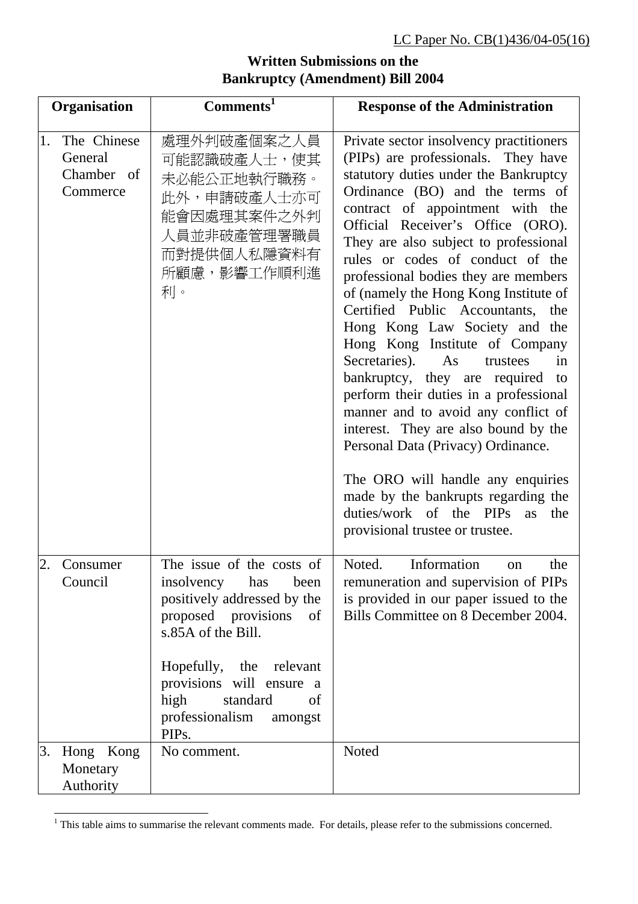LC Paper No. CB(1)436/04-05(16)

# Written Submissions on the Bankruptcy (Amendment) Bill 2004

| Organisation | Comments[1] | Response of the Administration |
|---|---|---|
| 1. The Chinese General Chamber of Commerce | 處理外判破產個案之人員可能認識破產人士，使其未必能公正地執行職務。此外，申請破產人士亦可能會因處理其案件之外判人員並非破產管理署職員而對提供個人私隱資料有所顧慮，影響工作順利進行。 | Private sector insolvency practitioners (PIPs) are professionals. They have statutory duties under the Bankruptcy Ordinance (BO) and the terms of contract of appointment with the Official Receiver's Office (ORO). They are also subject to professional rules or codes of conduct of the professional bodies they are members of (namely the Hong Kong Institute of Certified Public Accountants, the Hong Kong Law Society and the Hong Kong Institute of Company Secretaries). As trustees in bankruptcy, they are required to perform their duties in a professional manner and to avoid any conflict of interest. They are also bound by the Personal Data (Privacy) Ordinance.<br><br>The ORO will handle any enquiries made by the bankrupts regarding the duties/work of the PIPs as the provisional trustee or trustee. |
| 2. Consumer Council | The issue of the costs of insolvency has been positively addressed by the proposed provisions of s.85A of the Bill.<br><br>Hopefully, the relevant provisions will ensure a high standard of professionalism amongst PIPs. | Noted. Information on the remuneration and supervision of PIPs is provided in our paper issued to the Bills Committee on 8 December 2004. |
| 3. Hong Kong Monetary Authority | No comment. | Noted |

[1] This table aims to summarise the relevant comments made. For details, please refer to the submissions concerned.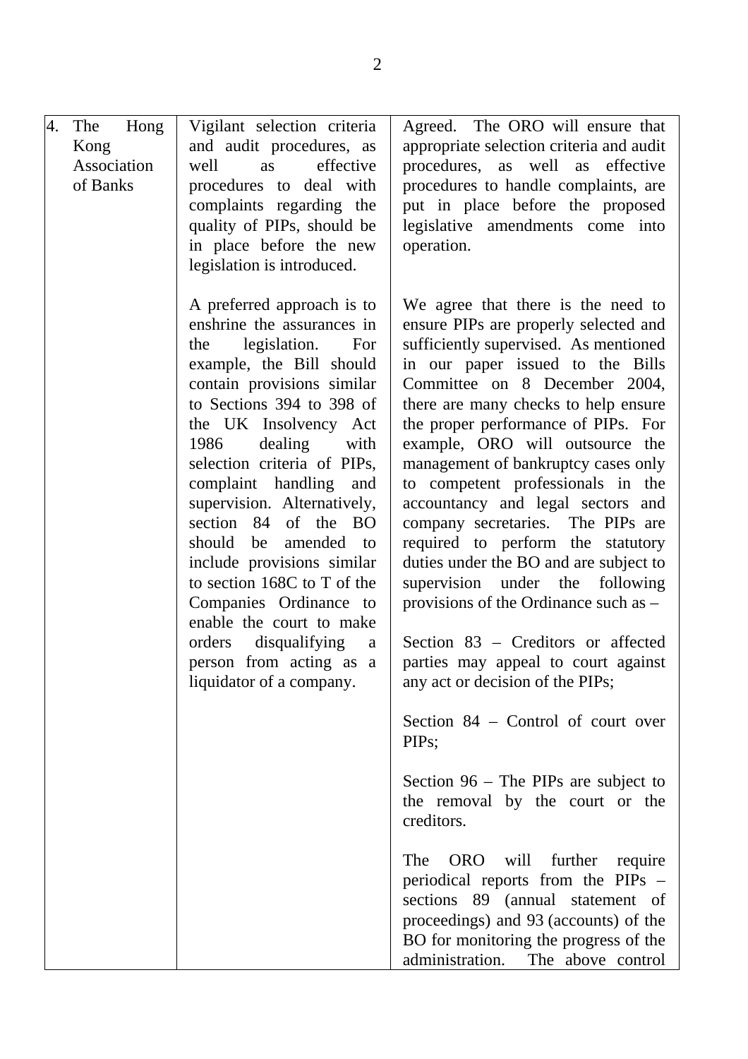| | | |
|---|---|---|
| 4. The Hong Kong Association of Banks | Vigilant selection criteria and audit procedures, as well as effective procedures to deal with complaints regarding the quality of PIPs, should be in place before the new legislation is introduced.<br><br>A preferred approach is to enshrine the assurances in the legislation. For example, the Bill should contain provisions similar to Sections 394 to 398 of the UK Insolvency Act 1986 dealing with selection criteria of PIPs, complaint handling and supervision. Alternatively, section 84 of the BO should be amended to include provisions similar to section 168C to T of the Companies Ordinance to enable the court to make orders disqualifying a person from acting as a liquidator of a company. | Agreed. The ORO will ensure that appropriate selection criteria and audit procedures, as well as effective procedures to handle complaints, are put in place before the proposed legislative amendments come into operation.<br><br>We agree that there is the need to ensure PIPs are properly selected and sufficiently supervised. As mentioned in our paper issued to the Bills Committee on 8 December 2004, there are many checks to help ensure the proper performance of PIPs. For example, ORO will outsource the management of bankruptcy cases only to competent professionals in the accountancy and legal sectors and company secretaries. The PIPs are required to perform the statutory duties under the BO and are subject to supervision under the following provisions of the Ordinance such as –<br><br>Section 83 – Creditors or affected parties may appeal to court against any act or decision of the PIPs;<br><br>Section 84 – Control of court over PIPs;<br><br>Section 96 – The PIPs are subject to the removal by the court or the creditors.<br><br>The ORO will further require periodical reports from the PIPs – sections 89 (annual statement of proceedings) and 93 (accounts) of the BO for monitoring the progress of the administration. The above control |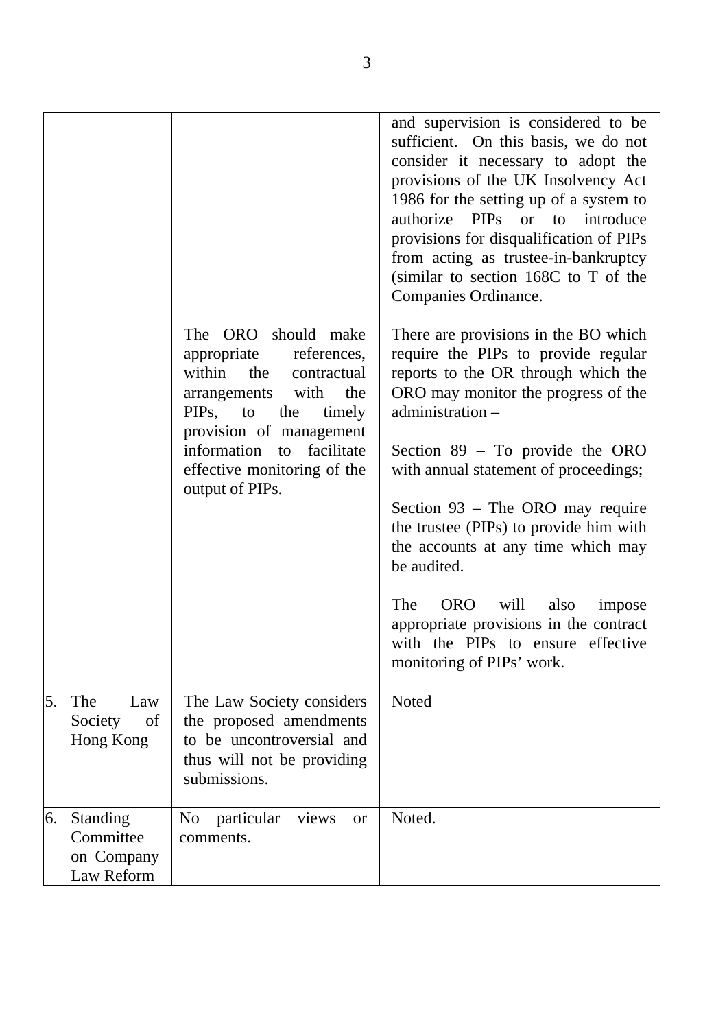| | | |
|---|---|---|
| | | and supervision is considered to be sufficient. On this basis, we do not consider it necessary to adopt the provisions of the UK Insolvency Act 1986 for the setting up of a system to authorize PIPs or to introduce provisions for disqualification of PIPs from acting as trustee-in-bankruptcy (similar to section 168C to T of the Companies Ordinance. |
| | The ORO should make appropriate references, within the contractual arrangements with the PIPs, to the timely provision of management information to facilitate effective monitoring of the output of PIPs. | There are provisions in the BO which require the PIPs to provide regular reports to the OR through which the ORO may monitor the progress of the administration –<br><br>Section 89 – To provide the ORO with annual statement of proceedings;<br><br>Section 93 – The ORO may require the trustee (PIPs) to provide him with the accounts at any time which may be audited.<br><br>The ORO will also impose appropriate provisions in the contract with the PIPs to ensure effective monitoring of PIPs' work. |
| 5. The Law Society of Hong Kong | The Law Society considers the proposed amendments to be uncontroversial and thus will not be providing submissions. | Noted |
| 6. Standing Committee on Company Law Reform | No particular views or comments. | Noted. |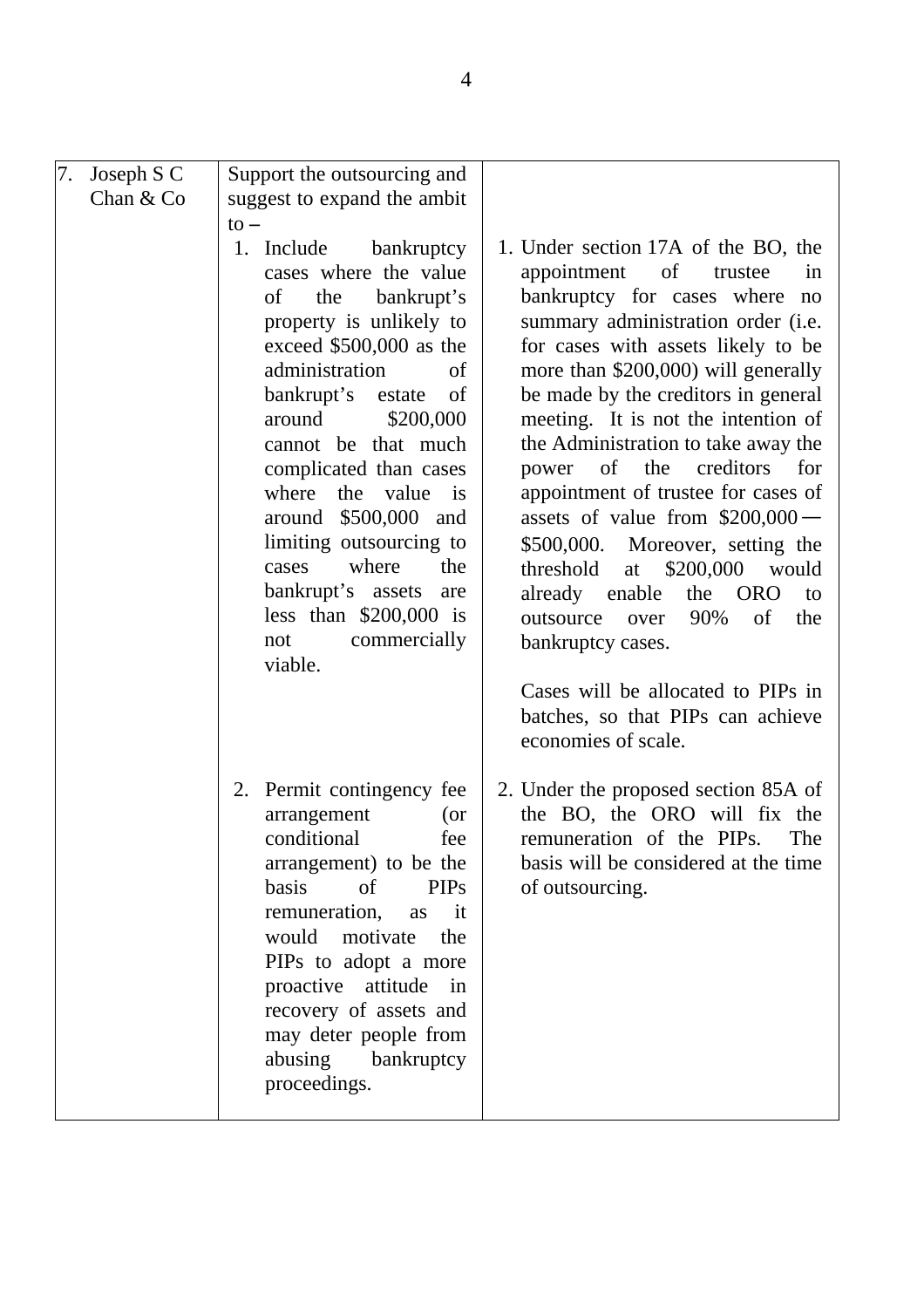| | | |
|---|---|---|
| 7. Joseph S C Chan & Co | Support the outsourcing and suggest to expand the ambit to –<br>1. Include bankruptcy cases where the value of the bankrupt's property is unlikely to exceed $500,000 as the administration of bankrupt's estate of around $200,000 cannot be that much complicated than cases where the value is around $500,000 and limiting outsourcing to cases where the bankrupt's assets are less than $200,000 is not commercially viable. | 1. Under section 17A of the BO, the appointment of trustee in bankruptcy for cases where no summary administration order (i.e. for cases with assets likely to be more than $200,000) will generally be made by the creditors in general meeting. It is not the intention of the Administration to take away the power of the creditors for appointment of trustee for cases of assets of value from $200,000 — $500,000. Moreover, setting the threshold at $200,000 would already enable the ORO to outsource over 90% of the bankruptcy cases.<br><br>Cases will be allocated to PIPs in batches, so that PIPs can achieve economies of scale. |
| | 2. Permit contingency fee arrangement (or conditional fee arrangement) to be the basis of PIPs remuneration, as it would motivate the PIPs to adopt a more proactive attitude in recovery of assets and may deter people from abusing bankruptcy proceedings. | 2. Under the proposed section 85A of the BO, the ORO will fix the remuneration of the PIPs. The basis will be considered at the time of outsourcing. |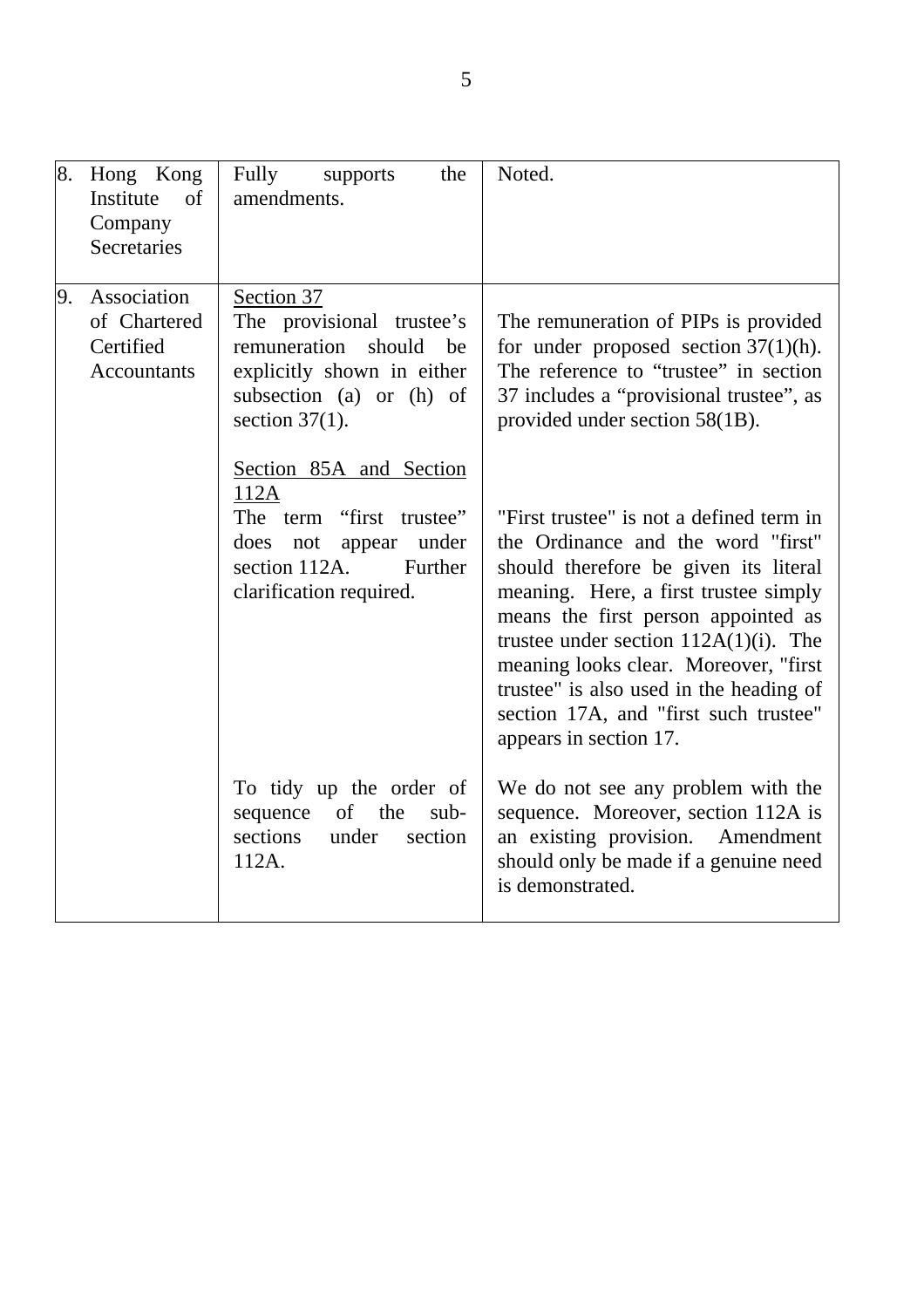| | | | |
|---|---|---|---|
| 8. | Hong Kong Institute of Company Secretaries | Fully supports the amendments. | Noted. |
| 9. | Association of Chartered Certified Accountants | Section 37<br>The provisional trustee's remuneration should be explicitly shown in either subsection (a) or (h) of section 37(1). | The remuneration of PIPs is provided for under proposed section 37(1)(h). The reference to "trustee" in section 37 includes a "provisional trustee", as provided under section 58(1B). |
| | | Section 85A and Section 112A<br>The term "first trustee" does not appear under section 112A. Further clarification required. | "First trustee" is not a defined term in the Ordinance and the word "first" should therefore be given its literal meaning. Here, a first trustee simply means the first person appointed as trustee under section 112A(1)(i). The meaning looks clear. Moreover, "first trustee" is also used in the heading of section 17A, and "first such trustee" appears in section 17. |
| | | To tidy up the order of sequence of the sub-sections under section 112A. | We do not see any problem with the sequence. Moreover, section 112A is an existing provision. Amendment should only be made if a genuine need is demonstrated. |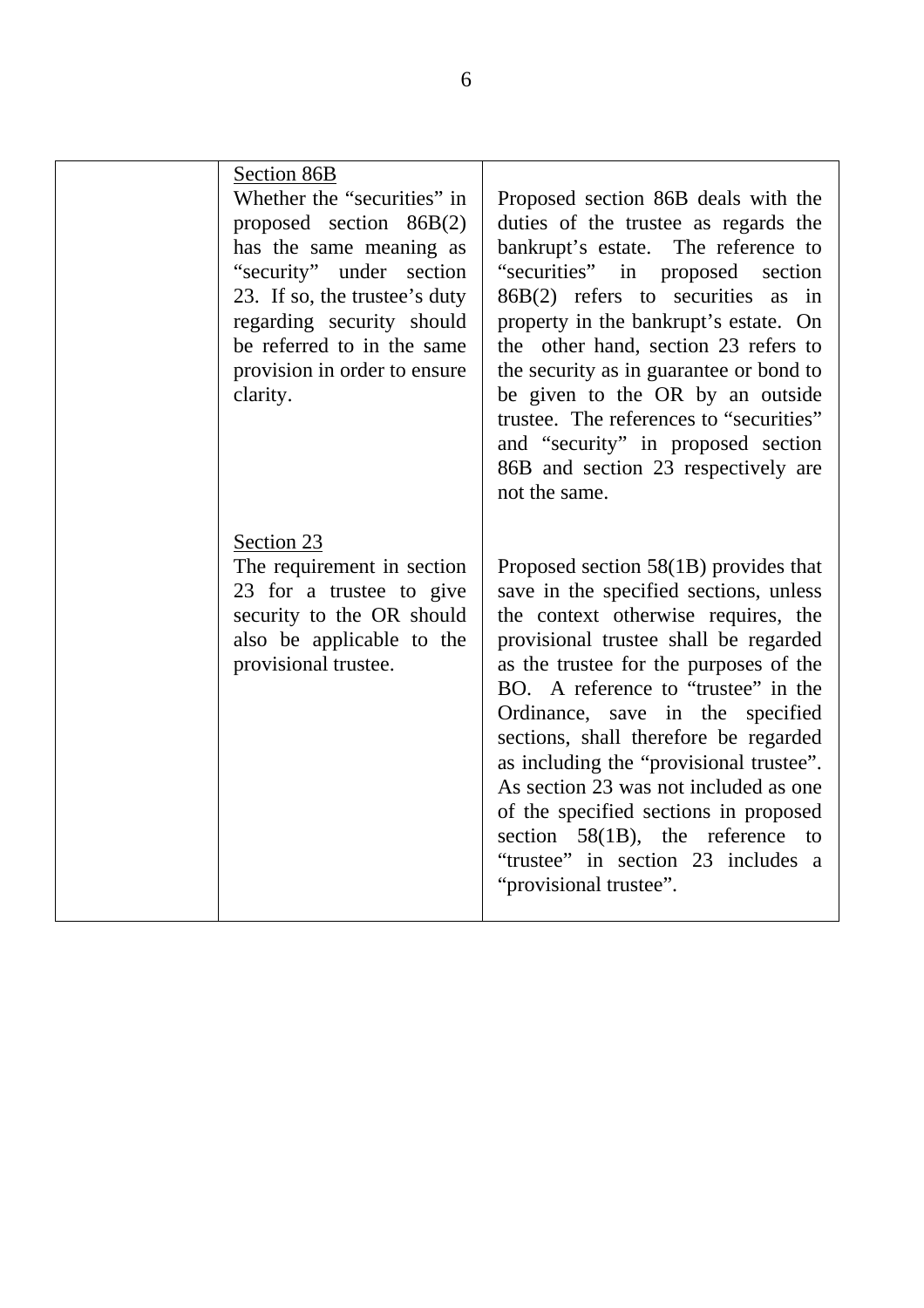|  |  |  |
|---|---|---|
|  | <u>Section 86B</u><br>Whether the "securities" in proposed section 86B(2) has the same meaning as "security" under section 23. If so, the trustee's duty regarding security should be referred to in the same provision in order to ensure clarity. | Proposed section 86B deals with the duties of the trustee as regards the bankrupt's estate. The reference to "securities" in proposed section 86B(2) refers to securities as in property in the bankrupt's estate. On the other hand, section 23 refers to the security as in guarantee or bond to be given to the OR by an outside trustee. The references to "securities" and "security" in proposed section 86B and section 23 respectively are not the same. |
|  | <u>Section 23</u><br>The requirement in section 23 for a trustee to give security to the OR should also be applicable to the provisional trustee. | Proposed section 58(1B) provides that save in the specified sections, unless the context otherwise requires, the provisional trustee shall be regarded as the trustee for the purposes of the BO. A reference to "trustee" in the Ordinance, save in the specified sections, shall therefore be regarded as including the "provisional trustee". As section 23 was not included as one of the specified sections in proposed section 58(1B), the reference to "trustee" in section 23 includes a "provisional trustee". |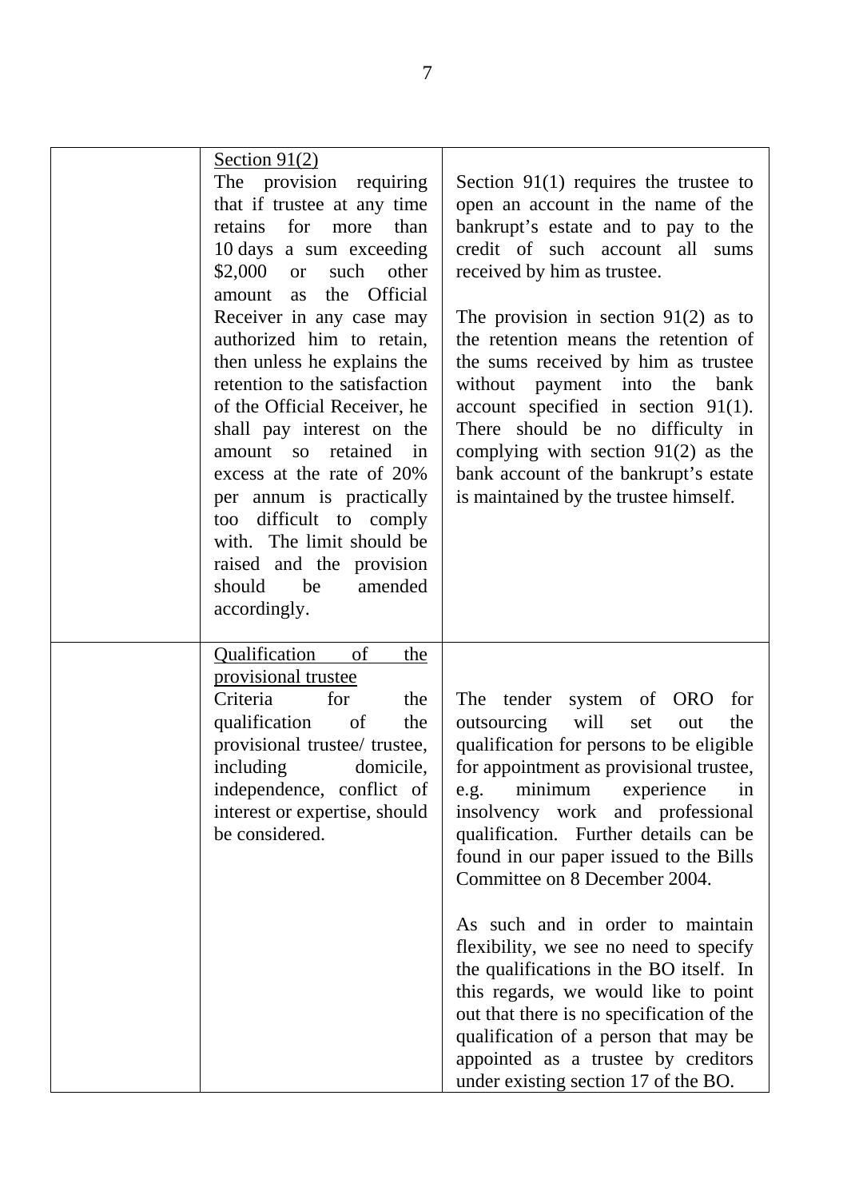|  |  |  |
|---|---|---|
|  | <u>Section 91(2)</u><br>The provision requiring that if trustee at any time retains for more than 10 days a sum exceeding $2,000 or such other amount as the Official Receiver in any case may authorized him to retain, then unless he explains the retention to the satisfaction of the Official Receiver, he shall pay interest on the amount so retained in excess at the rate of 20% per annum is practically too difficult to comply with. The limit should be raised and the provision should be amended accordingly. | Section 91(1) requires the trustee to open an account in the name of the bankrupt's estate and to pay to the credit of such account all sums received by him as trustee.<br><br>The provision in section 91(2) as to the retention means the retention of the sums received by him as trustee without payment into the bank account specified in section 91(1). There should be no difficulty in complying with section 91(2) as the bank account of the bankrupt's estate is maintained by the trustee himself. |
|  | <u>Qualification of the provisional trustee</u><br>Criteria for the qualification of the provisional trustee/ trustee, including domicile, independence, conflict of interest or expertise, should be considered. | The tender system of ORO for outsourcing will set out the qualification for persons to be eligible for appointment as provisional trustee, e.g. minimum experience in insolvency work and professional qualification. Further details can be found in our paper issued to the Bills Committee on 8 December 2004.<br><br>As such and in order to maintain flexibility, we see no need to specify the qualifications in the BO itself. In this regards, we would like to point out that there is no specification of the qualification of a person that may be appointed as a trustee by creditors under existing section 17 of the BO. |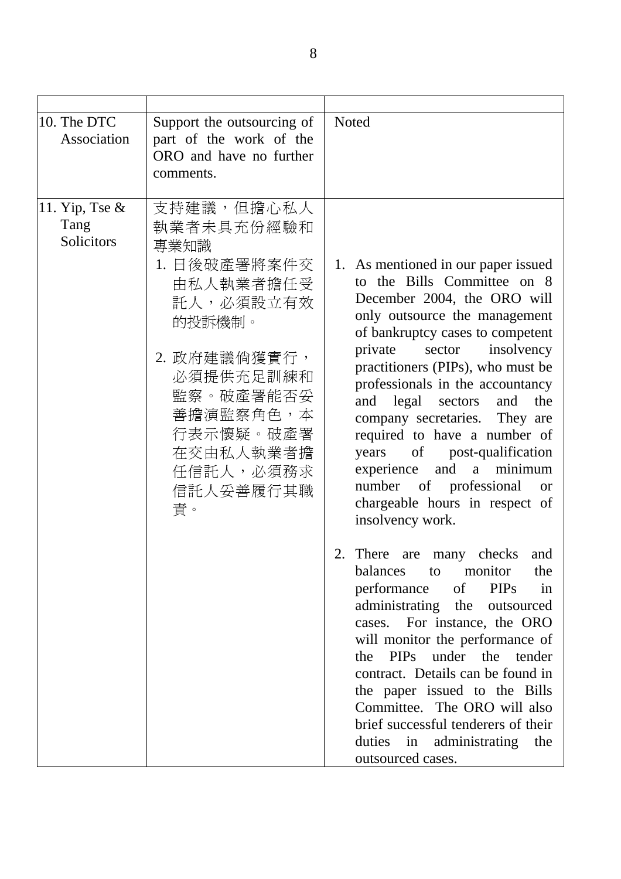| | | |
|---|---|---|
| 10. The DTC Association | Support the outsourcing of part of the work of the ORO and have no further comments. | Noted |
| 11. Yip, Tse & Tang Solicitors | 支持建議，但擔心私人執業者未具充份經驗和專業知識<br>1. 日後破產署將案件交由私人執業者擔任受託人，必須設立有效的投訴機制。<br>2. 政府建議倘獲實行，必須提供充足訓練和監察。破產署能否妥善擔演監察角色，本行表示懷疑。破產署在交由私人執業者擔任信託人，必須務求信託人妥善履行其職責。 | 1. As mentioned in our paper issued to the Bills Committee on 8 December 2004, the ORO will only outsource the management of bankruptcy cases to competent private sector insolvency practitioners (PIPs), who must be professionals in the accountancy and legal sectors and the company secretaries. They are required to have a number of years of post-qualification experience and a minimum number of professional or chargeable hours in respect of insolvency work.<br>2. There are many checks and balances to monitor the performance of PIPs in administrating the outsourced cases. For instance, the ORO will monitor the performance of the PIPs under the tender contract. Details can be found in the paper issued to the Bills Committee. The ORO will also brief successful tenderers of their duties in administrating the outsourced cases. |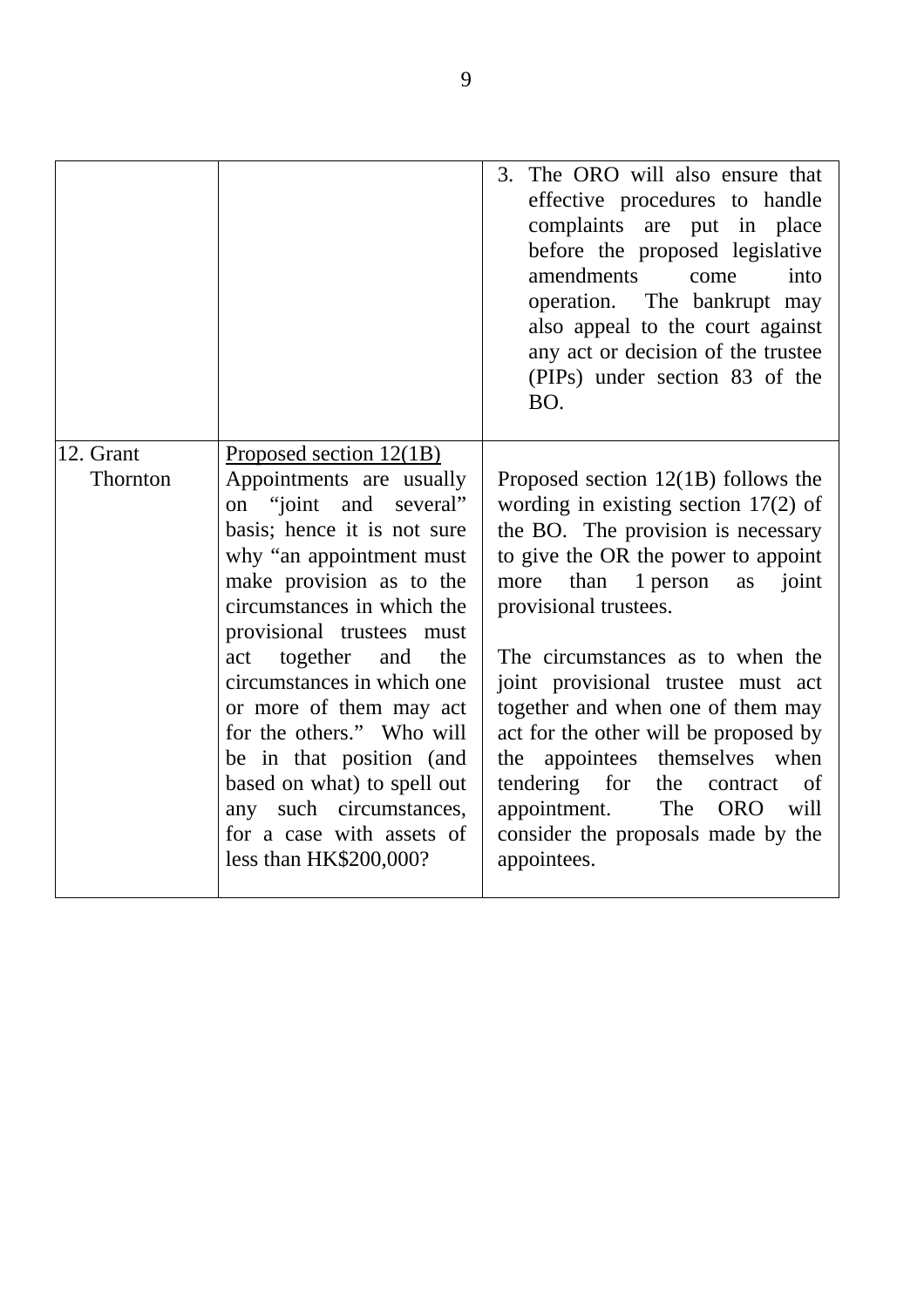| | | |
|---|---|---|
| | | 3. The ORO will also ensure that effective procedures to handle complaints are put in place before the proposed legislative amendments come into operation. The bankrupt may also appeal to the court against any act or decision of the trustee (PIPs) under section 83 of the BO. |
| 12. Grant Thornton | <u>Proposed section 12(1B)</u><br>Appointments are usually on "joint and several" basis; hence it is not sure why "an appointment must make provision as to the circumstances in which the provisional trustees must act together and the circumstances in which one or more of them may act for the others." Who will be in that position (and based on what) to spell out any such circumstances, for a case with assets of less than HK$200,000? | Proposed section 12(1B) follows the wording in existing section 17(2) of the BO. The provision is necessary to give the OR the power to appoint more than 1 person as joint provisional trustees.<br><br>The circumstances as to when the joint provisional trustee must act together and when one of them may act for the other will be proposed by the appointees themselves when tendering for the contract of appointment. The ORO will consider the proposals made by the appointees. |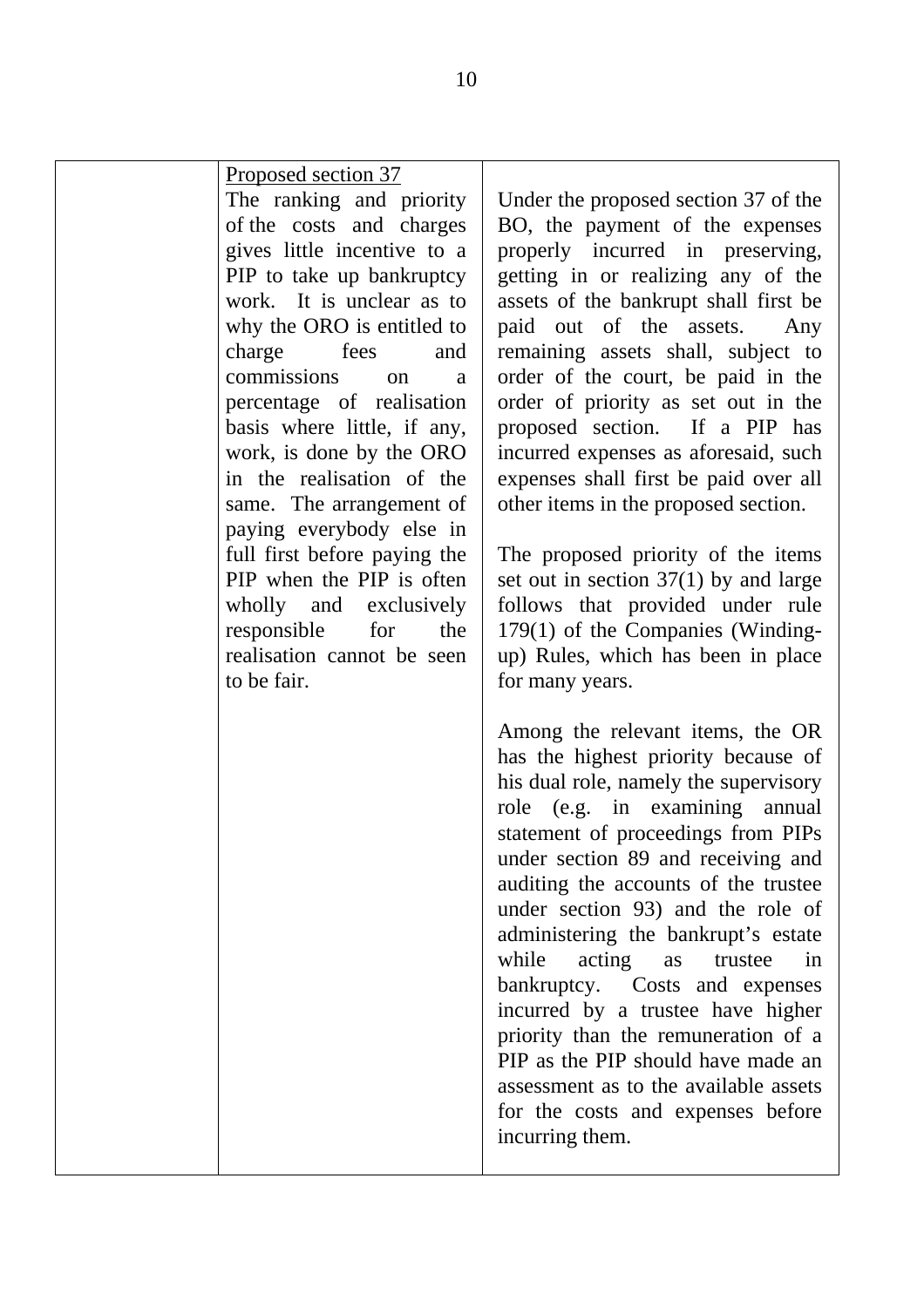| | <u>Proposed section 37</u><br>The ranking and priority of the costs and charges gives little incentive to a PIP to take up bankruptcy work. It is unclear as to why the ORO is entitled to charge fees and commissions on a percentage of realisation basis where little, if any, work, is done by the ORO in the realisation of the same. The arrangement of paying everybody else in full first before paying the PIP when the PIP is often wholly and exclusively responsible for the realisation cannot be seen to be fair. | Under the proposed section 37 of the BO, the payment of the expenses properly incurred in preserving, getting in or realizing any of the assets of the bankrupt shall first be paid out of the assets. Any remaining assets shall, subject to order of the court, be paid in the order of priority as set out in the proposed section. If a PIP has incurred expenses as aforesaid, such expenses shall first be paid over all other items in the proposed section.<br><br>The proposed priority of the items set out in section 37(1) by and large follows that provided under rule 179(1) of the Companies (Winding-up) Rules, which has been in place for many years.<br><br>Among the relevant items, the OR has the highest priority because of his dual role, namely the supervisory role (e.g. in examining annual statement of proceedings from PIPs under section 89 and receiving and auditing the accounts of the trustee under section 93) and the role of administering the bankrupt's estate while acting as trustee in bankruptcy. Costs and expenses incurred by a trustee have higher priority than the remuneration of a PIP as the PIP should have made an assessment as to the available assets for the costs and expenses before incurring them. |
|---|---|---|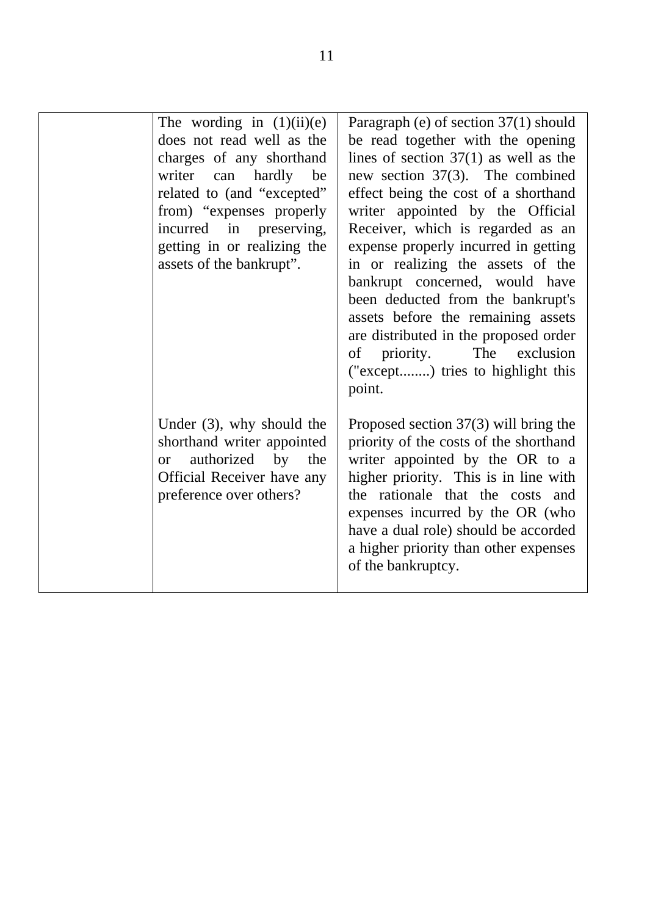|  |  |  |
|---|---|---|
|  | The wording in (1)(ii)(e) does not read well as the charges of any shorthand writer can hardly be related to (and "excepted" from) "expenses properly incurred in preserving, getting in or realizing the assets of the bankrupt". | Paragraph (e) of section 37(1) should be read together with the opening lines of section 37(1) as well as the new section 37(3). The combined effect being the cost of a shorthand writer appointed by the Official Receiver, which is regarded as an expense properly incurred in getting in or realizing the assets of the bankrupt concerned, would have been deducted from the bankrupt's assets before the remaining assets are distributed in the proposed order of priority. The exclusion ("except........) tries to highlight this point. |
|  | Under (3), why should the shorthand writer appointed or authorized by the Official Receiver have any preference over others? | Proposed section 37(3) will bring the priority of the costs of the shorthand writer appointed by the OR to a higher priority. This is in line with the rationale that the costs and expenses incurred by the OR (who have a dual role) should be accorded a higher priority than other expenses of the bankruptcy. |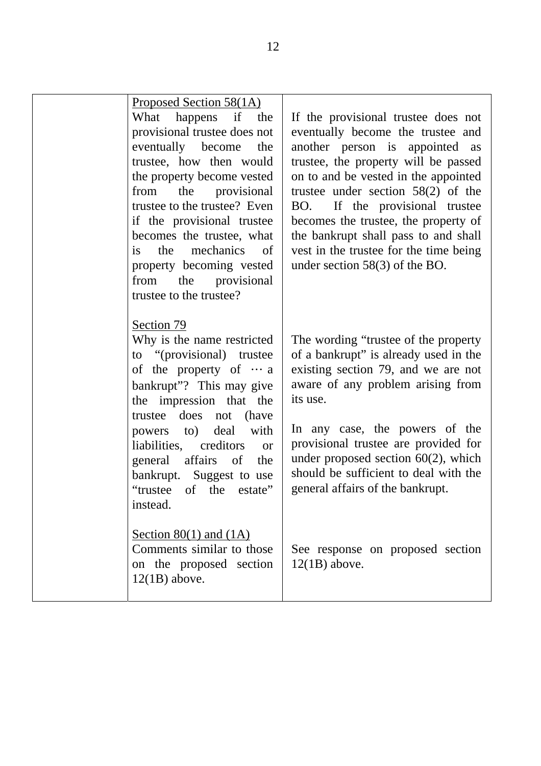|  |  |  |
|---|---|---|
|  | Proposed Section 58(1A)<br>What happens if the provisional trustee does not eventually become the trustee, how then would the property become vested from the provisional trustee to the trustee? Even if the provisional trustee becomes the trustee, what is the mechanics of property becoming vested from the provisional trustee to the trustee? | If the provisional trustee does not eventually become the trustee and another person is appointed as trustee, the property will be passed on to and be vested in the appointed trustee under section 58(2) of the BO. If the provisional trustee becomes the trustee, the property of the bankrupt shall pass to and shall vest in the trustee for the time being under section 58(3) of the BO. |
|  | Section 79<br>Why is the name restricted to "(provisional) trustee of the property of … a bankrupt"? This may give the impression that the trustee does not (have powers to) deal with liabilities, creditors or general affairs of the bankrupt. Suggest to use "trustee of the estate" instead. | The wording "trustee of the property of a bankrupt" is already used in the existing section 79, and we are not aware of any problem arising from its use.<br><br>In any case, the powers of the provisional trustee are provided for under proposed section 60(2), which should be sufficient to deal with the general affairs of the bankrupt. |
|  | Section 80(1) and (1A)<br>Comments similar to those on the proposed section 12(1B) above. | See response on proposed section 12(1B) above. |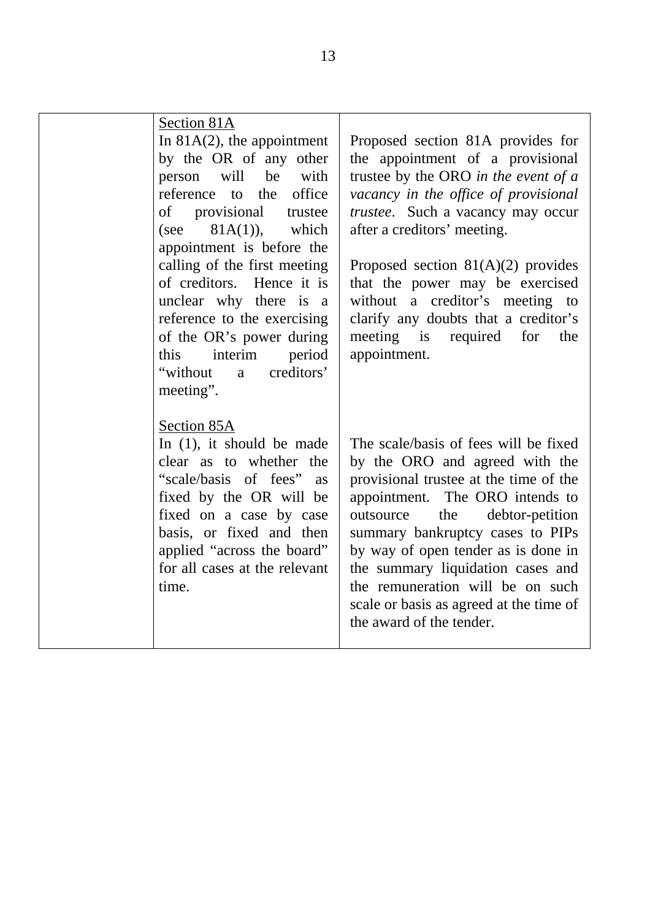| | | |
|---|---|---|
| | <u>Section 81A</u><br>In 81A(2), the appointment by the OR of any other person will be with reference to the office of provisional trustee (see 81A(1)), which appointment is before the calling of the first meeting of creditors. Hence it is unclear why there is a reference to the exercising of the OR's power during this interim period "without a creditors' meeting". | Proposed section 81A provides for the appointment of a provisional trustee by the ORO *in the event of a vacancy in the office of provisional trustee*. Such a vacancy may occur after a creditors' meeting.<br><br>Proposed section 81(A)(2) provides that the power may be exercised without a creditor's meeting to clarify any doubts that a creditor's meeting is required for the appointment. |
| | <u>Section 85A</u><br>In (1), it should be made clear as to whether the "scale/basis of fees" as fixed by the OR will be fixed on a case by case basis, or fixed and then applied "across the board" for all cases at the relevant time. | The scale/basis of fees will be fixed by the ORO and agreed with the provisional trustee at the time of the appointment. The ORO intends to outsource the debtor-petition summary bankruptcy cases to PIPs by way of open tender as is done in the summary liquidation cases and the remuneration will be on such scale or basis as agreed at the time of the award of the tender. |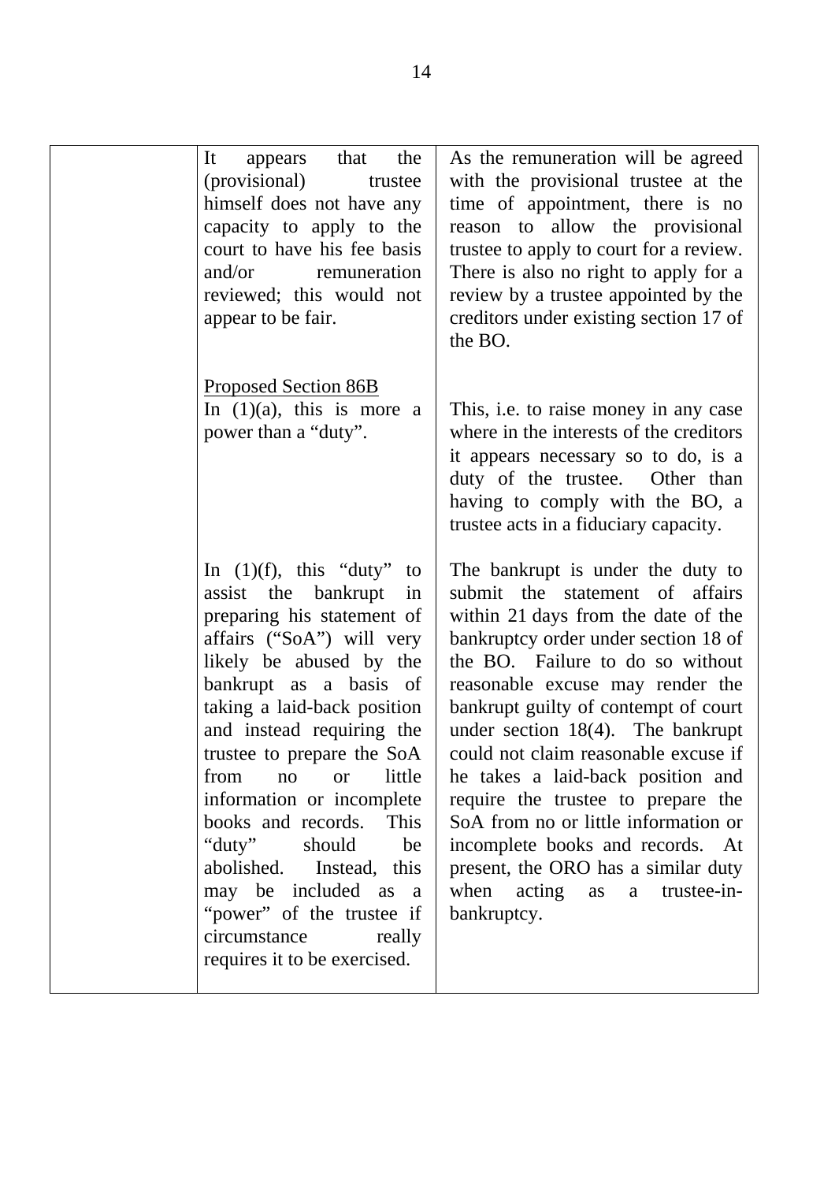| | | |
|---|---|---|
| | It appears that the (provisional) trustee himself does not have any capacity to apply to the court to have his fee basis and/or remuneration reviewed; this would not appear to be fair. | As the remuneration will be agreed with the provisional trustee at the time of appointment, there is no reason to allow the provisional trustee to apply to court for a review. There is also no right to apply for a review by a trustee appointed by the creditors under existing section 17 of the BO. |
| | <u>Proposed Section 86B</u><br>In (1)(a), this is more a power than a "duty". | This, i.e. to raise money in any case where in the interests of the creditors it appears necessary so to do, is a duty of the trustee. Other than having to comply with the BO, a trustee acts in a fiduciary capacity. |
| | In (1)(f), this "duty" to assist the bankrupt in preparing his statement of affairs ("SoA") will very likely be abused by the bankrupt as a basis of taking a laid-back position and instead requiring the trustee to prepare the SoA from no or little information or incomplete books and records. This "duty" should be abolished. Instead, this may be included as a "power" of the trustee if circumstance really requires it to be exercised. | The bankrupt is under the duty to submit the statement of affairs within 21 days from the date of the bankruptcy order under section 18 of the BO. Failure to do so without reasonable excuse may render the bankrupt guilty of contempt of court under section 18(4). The bankrupt could not claim reasonable excuse if he takes a laid-back position and require the trustee to prepare the SoA from no or little information or incomplete books and records. At present, the ORO has a similar duty when acting as a trustee-in-bankruptcy. |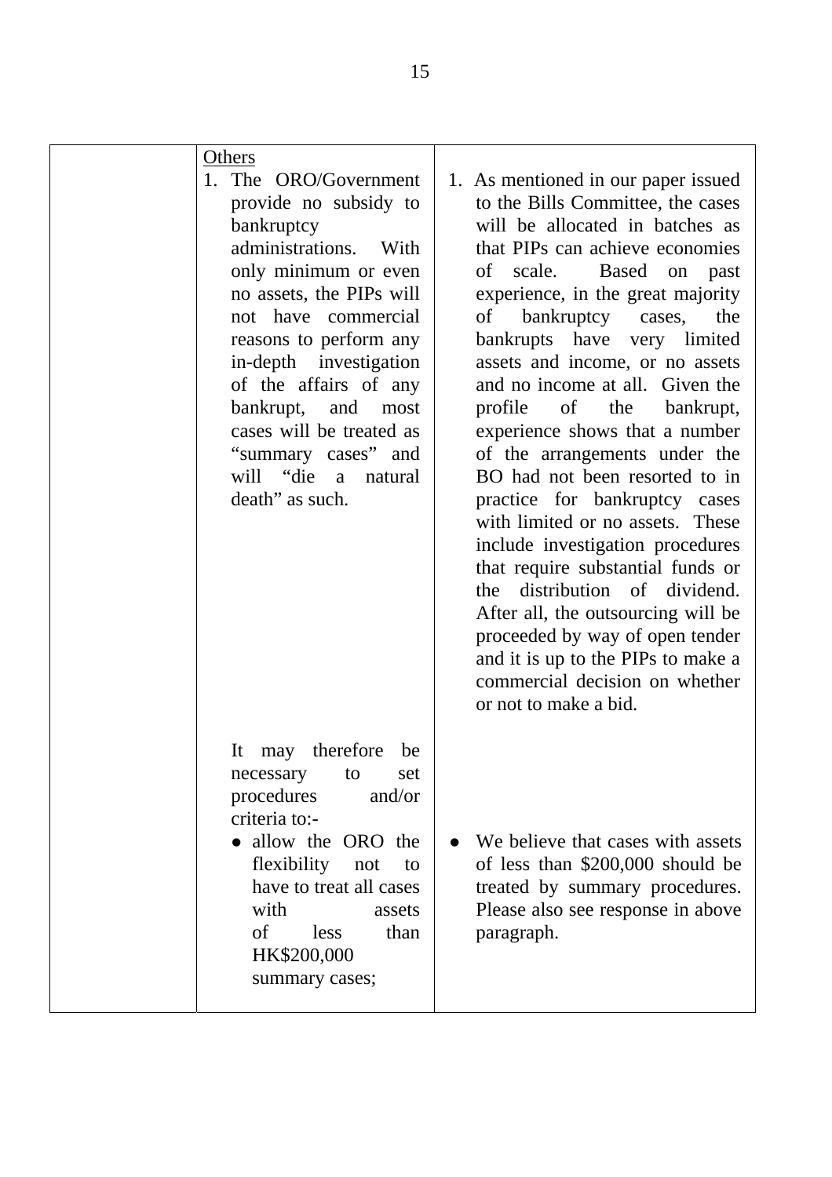|  | Others<br>1. The ORO/Government provide no subsidy to bankruptcy administrations. With only minimum or even no assets, the PIPs will not have commercial reasons to perform any in-depth investigation of the affairs of any bankrupt, and most cases will be treated as "summary cases" and will "die a natural death" as such. | 1. As mentioned in our paper issued to the Bills Committee, the cases will be allocated in batches as that PIPs can achieve economies of scale. Based on past experience, in the great majority of bankruptcy cases, the bankrupts have very limited assets and income, or no assets and no income at all. Given the profile of the bankrupt, experience shows that a number of the arrangements under the BO had not been resorted to in practice for bankruptcy cases with limited or no assets. These include investigation procedures that require substantial funds or the distribution of dividend. After all, the outsourcing will be proceeded by way of open tender and it is up to the PIPs to make a commercial decision on whether or not to make a bid. |
|---|---|---|
|  | It may therefore be necessary to set procedures and/or criteria to:-<br>● allow the ORO the flexibility not to have to treat all cases with assets of less than HK$200,000 summary cases; | ● We believe that cases with assets of less than $200,000 should be treated by summary procedures. Please also see response in above paragraph. |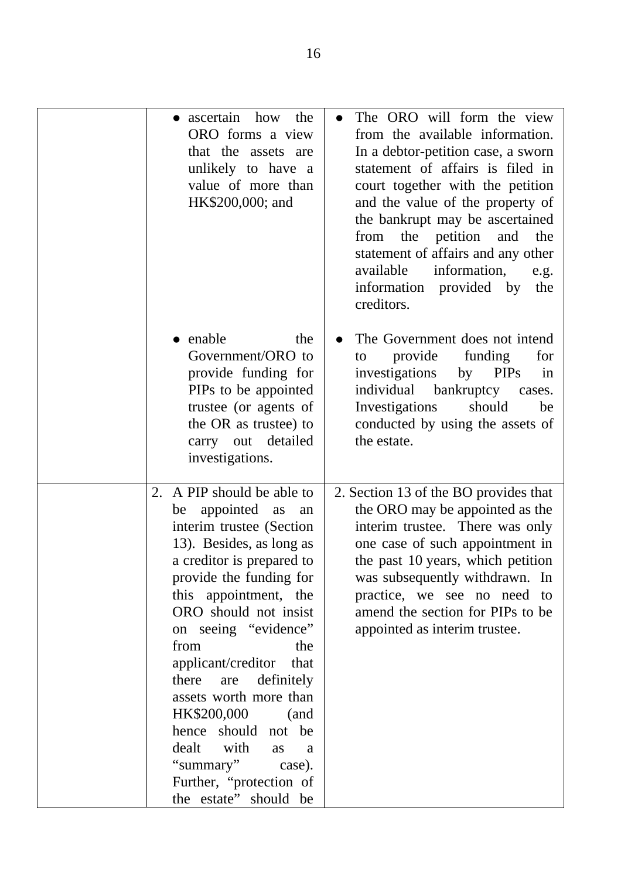| | | |
|---|---|---|
| | ● ascertain how the ORO forms a view that the assets are unlikely to have a value of more than HK$200,000; and | ● The ORO will form the view from the available information. In a debtor-petition case, a sworn statement of affairs is filed in court together with the petition and the value of the property of the bankrupt may be ascertained from the petition and the statement of affairs and any other available information, e.g. information provided by the creditors. |
| | ● enable the Government/ORO to provide funding for PIPs to be appointed trustee (or agents of the OR as trustee) to carry out detailed investigations. | ● The Government does not intend to provide funding for investigations by PIPs in individual bankruptcy cases. Investigations should be conducted by using the assets of the estate. |
| | 2. A PIP should be able to be appointed as an interim trustee (Section 13). Besides, as long as a creditor is prepared to provide the funding for this appointment, the ORO should not insist on seeing "evidence" from the applicant/creditor that there are definitely assets worth more than HK$200,000 (and hence should not be dealt with as a "summary" case). Further, "protection of the estate" should be | 2. Section 13 of the BO provides that the ORO may be appointed as the interim trustee. There was only one case of such appointment in the past 10 years, which petition was subsequently withdrawn. In practice, we see no need to amend the section for PIPs to be appointed as interim trustee. |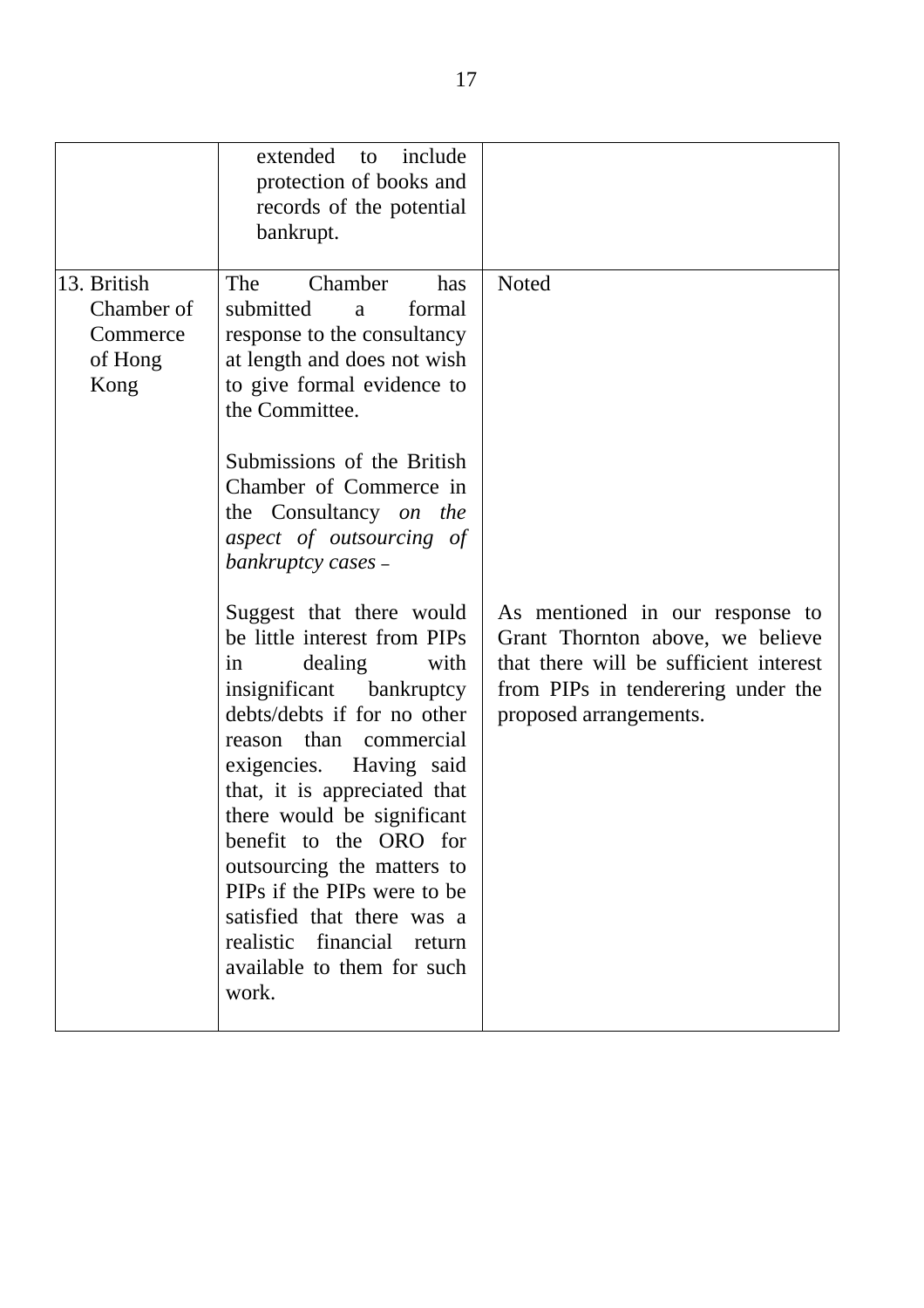| | | |
|---|---|---|
| | extended to include protection of books and records of the potential bankrupt. | |
| 13. British Chamber of Commerce of Hong Kong | The Chamber has submitted a formal response to the consultancy at length and does not wish to give formal evidence to the Committee.<br><br>Submissions of the British Chamber of Commerce in the Consultancy *on the aspect of outsourcing of bankruptcy cases* –<br><br>Suggest that there would be little interest from PIPs in dealing with insignificant bankruptcy debts/debts if for no other reason than commercial exigencies. Having said that, it is appreciated that there would be significant benefit to the ORO for outsourcing the matters to PIPs if the PIPs were to be satisfied that there was a realistic financial return available to them for such work. | Noted<br><br>As mentioned in our response to Grant Thornton above, we believe that there will be sufficient interest from PIPs in tenderering under the proposed arrangements. |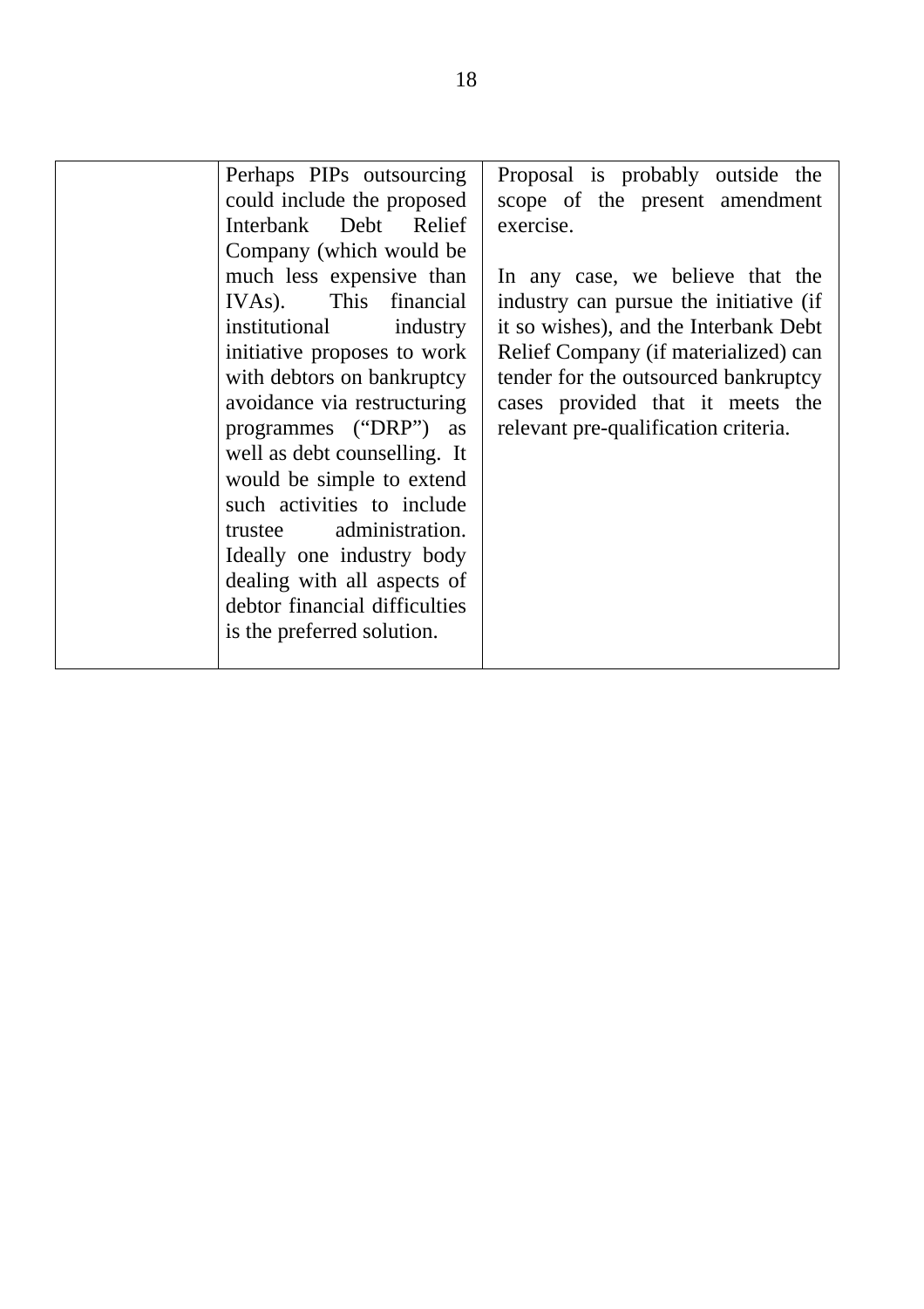|  | Perhaps PIPs outsourcing could include the proposed Interbank Debt Relief Company (which would be much less expensive than IVAs). This financial institutional industry initiative proposes to work with debtors on bankruptcy avoidance via restructuring programmes ("DRP") as well as debt counselling. It would be simple to extend such activities to include trustee administration. Ideally one industry body dealing with all aspects of debtor financial difficulties is the preferred solution. | Proposal is probably outside the scope of the present amendment exercise.<br><br>In any case, we believe that the industry can pursue the initiative (if it so wishes), and the Interbank Debt Relief Company (if materialized) can tender for the outsourced bankruptcy cases provided that it meets the relevant pre-qualification criteria. |
|---|---|---|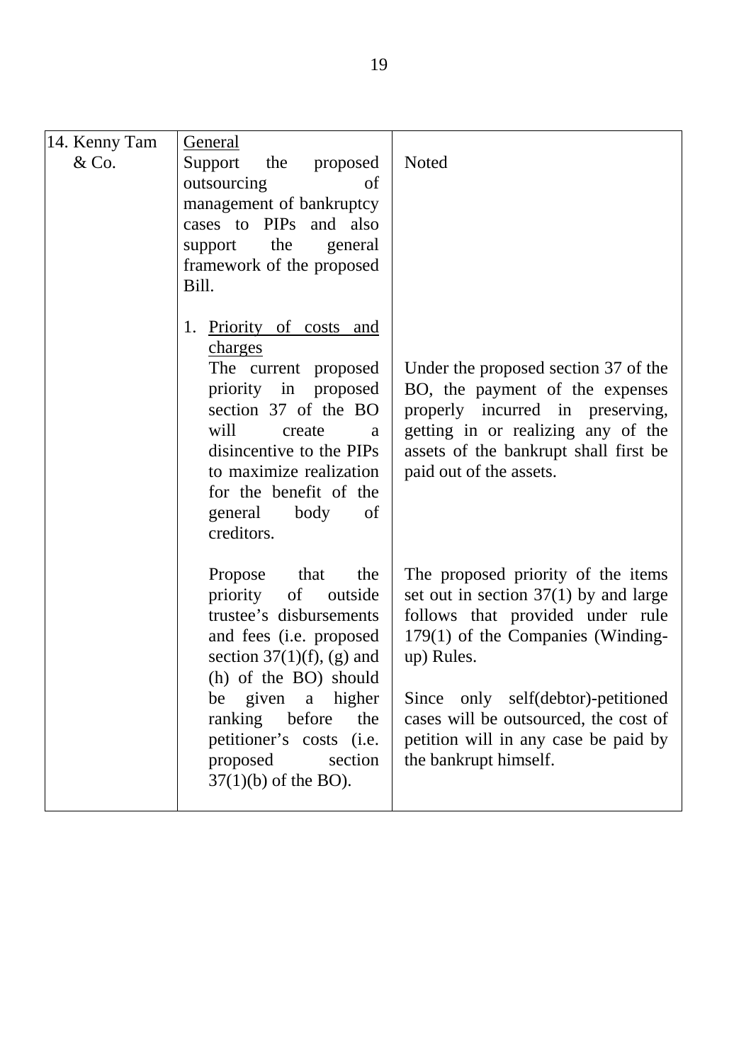| | | |
|---|---|---|
| 14. Kenny Tam & Co. | <u>General</u><br>Support the proposed outsourcing of management of bankruptcy cases to PIPs and also support the general framework of the proposed Bill. | Noted |
| | 1. <u>Priority of costs and charges</u><br>The current proposed priority in proposed section 37 of the BO will create a disincentive to the PIPs to maximize realization for the benefit of the general body of creditors. | Under the proposed section 37 of the BO, the payment of the expenses properly incurred in preserving, getting in or realizing any of the assets of the bankrupt shall first be paid out of the assets. |
| | Propose that the priority of outside trustee's disbursements and fees (i.e. proposed section 37(1)(f), (g) and (h) of the BO) should be given a higher ranking before the petitioner's costs (i.e. proposed section 37(1)(b) of the BO). | The proposed priority of the items set out in section 37(1) by and large follows that provided under rule 179(1) of the Companies (Winding-up) Rules.<br><br>Since only self(debtor)-petitioned cases will be outsourced, the cost of petition will in any case be paid by the bankrupt himself. |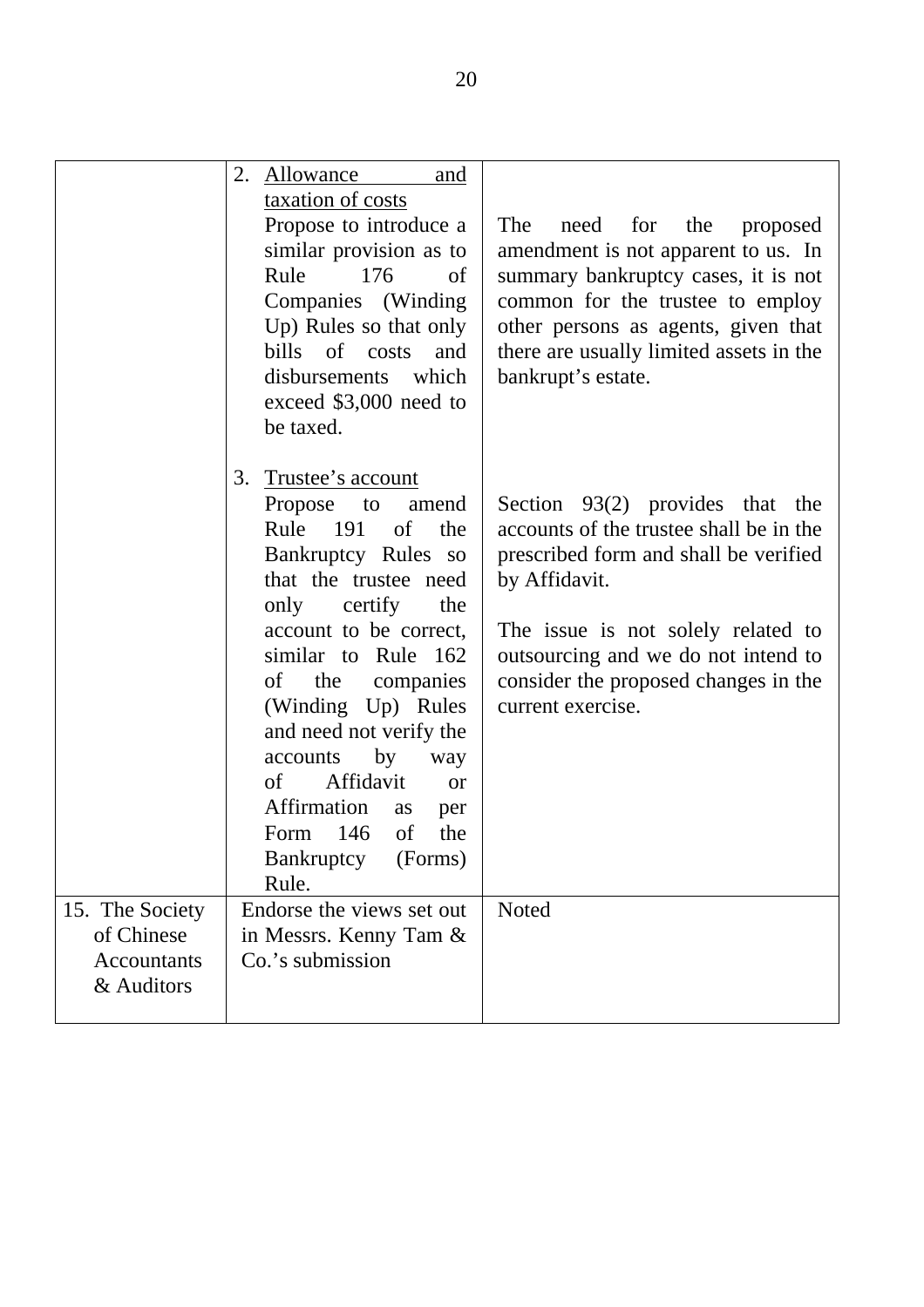| | | |
|---|---|---|
| | 2. <u>Allowance and taxation of costs</u><br>Propose to introduce a similar provision as to Rule 176 of Companies (Winding Up) Rules so that only bills of costs and disbursements which exceed $3,000 need to be taxed.<br><br>3. <u>Trustee's account</u><br>Propose to amend Rule 191 of the Bankruptcy Rules so that the trustee need only certify the account to be correct, similar to Rule 162 of the companies (Winding Up) Rules and need not verify the accounts by way of Affidavit or Affirmation as per Form 146 of the Bankruptcy (Forms) Rule. | The need for the proposed amendment is not apparent to us. In summary bankruptcy cases, it is not common for the trustee to employ other persons as agents, given that there are usually limited assets in the bankrupt's estate.<br><br>Section 93(2) provides that the accounts of the trustee shall be in the prescribed form and shall be verified by Affidavit.<br><br>The issue is not solely related to outsourcing and we do not intend to consider the proposed changes in the current exercise. |
| 15. The Society of Chinese Accountants & Auditors | Endorse the views set out in Messrs. Kenny Tam & Co.'s submission | Noted |